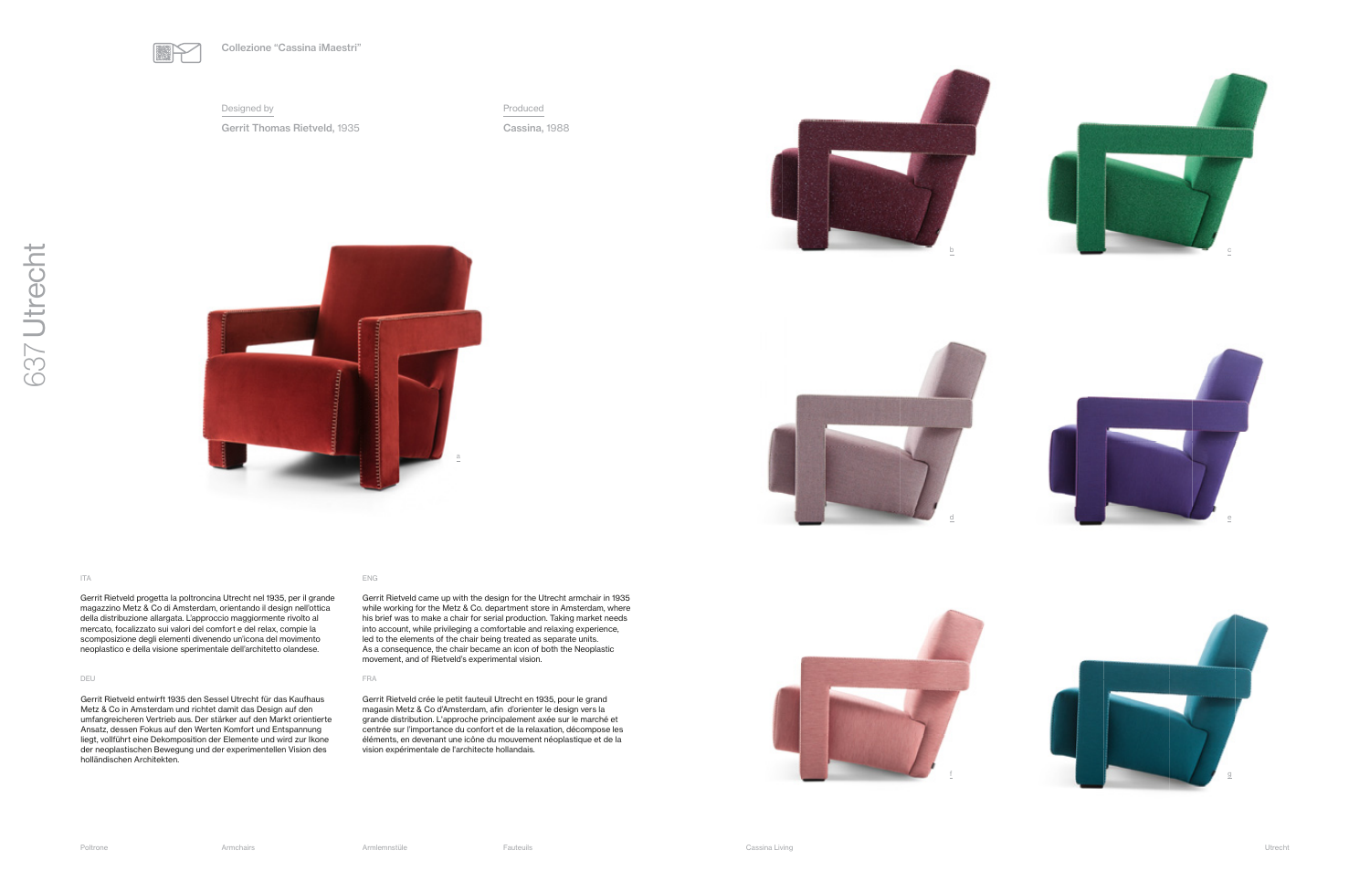# 637 Utrecht

Collezione "Cassina iMaestri"

Designed by

**Gerrit Thomas Rietveld**, 1935

Produced

**Cassina**, 1988

a

b

c

d

e

f

g

ITA

Gerrit Rietveld progetta la poltroncina Utrecht nel 1935, per il grande magazzino Metz & Co di Amsterdam, orientando il design nell'ottica della distribuzione allargata. L'approccio maggiormente rivolto al mercato, focalizzato sui valori del comfort e del relax, compie la scomposizione degli elementi divenendo un'icona del movimento neoplastico e della visione sperimentale dell'architetto olandese.

ENG

Gerrit Rietveld came up with the design for the Utrecht armchair in 1935 while working for the Metz & Co. department store in Amsterdam, where his brief was to make a chair for serial production. Taking market needs into account, while privileging a comfortable and relaxing experience, led to the elements of the chair being treated as separate units. As a consequence, the chair became an icon of both the Neoplastic movement, and of Rietveld's experimental vision.

DEU

Gerrit Rietveld entwirft 1935 den Sessel Utrecht für das Kaufhaus Metz & Co in Amsterdam und richtet damit das Design auf den umfangreicheren Vertrieb aus. Der stärker auf den Markt orientierte Ansatz, dessen Fokus auf den Werten Komfort und Entspannung liegt, vollführt eine Dekomposition der Elemente und wird zur Ikone der neoplastischen Bewegung und der experimentellen Vision des holländischen Architekten.

FRA

Gerrit Rietveld crée le petit fauteuil Utrecht en 1935, pour le grand magasin Metz & Co d'Amsterdam, afin d'orienter le design vers la grande distribution. L'approche principalement axée sur le marché et centrée sur l'importance du confort et de la relaxation, décompose les éléments, en devenant une icône du mouvement néoplastique et de la vision expérimentale de l'architecte hollandais.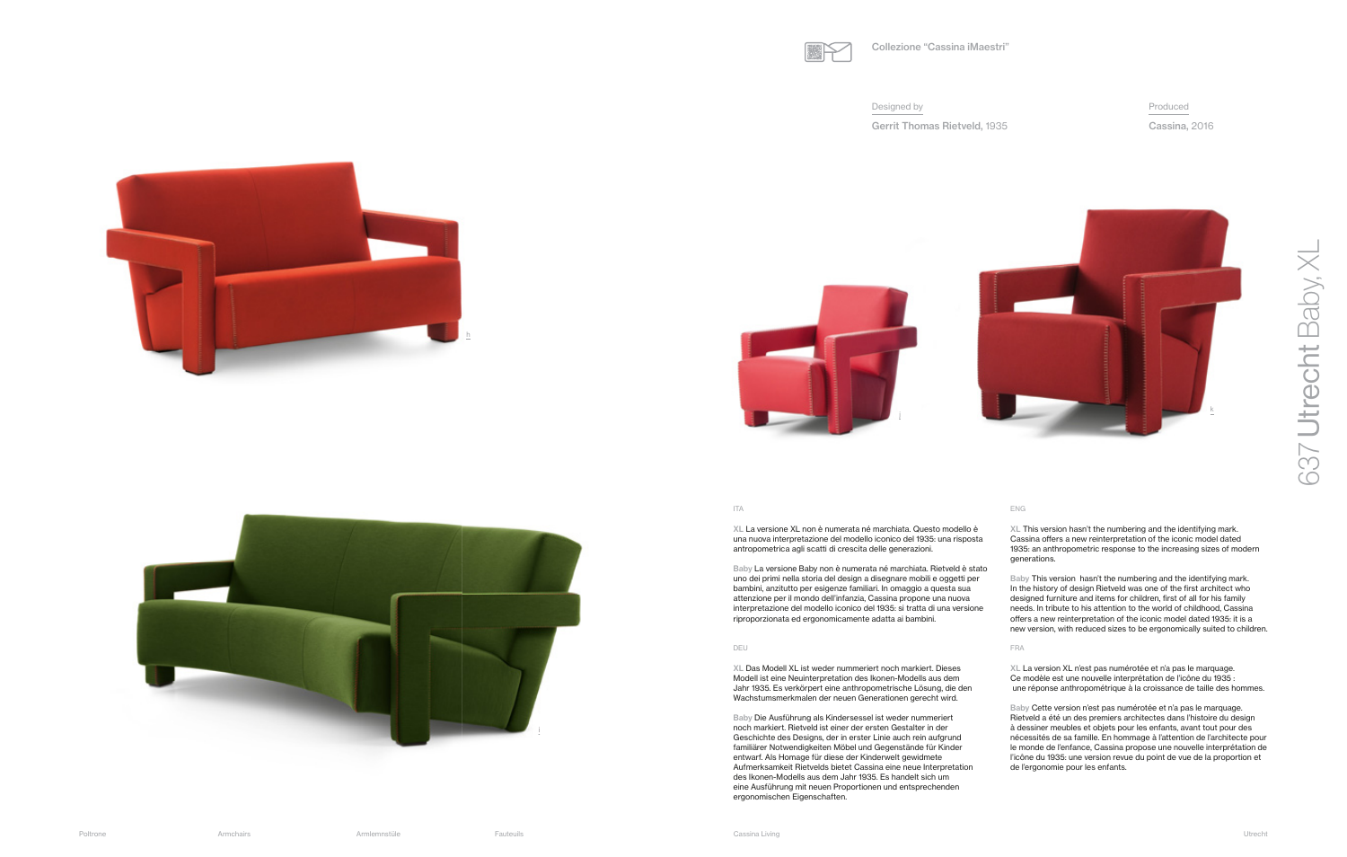Collezione "Cassina iMaestri"

Designed by

Gerrit Thomas Rietveld, 1935

Produced

Cassina, 2016

# 637 Utrecht Baby, XL

h

j

k

i

ITA

**XL** La versione XL non è numerata né marchiata. Questo modello è una nuova interpretazione del modello iconico del 1935: una risposta antropometrica agli scatti di crescita delle generazioni.

**Baby** La versione Baby non è numerata né marchiata. Rietveld è stato uno dei primi nella storia del design a disegnare mobili e oggetti per bambini, anzitutto per esigenze familiari. In omaggio a questa sua attenzione per il mondo dell'infanzia, Cassina propone una nuova interpretazione del modello iconico del 1935: si tratta di una versione riproporzionata ed ergonomicamente adatta ai bambini.

ENG

**XL** This version hasn't the numbering and the identifying mark. Cassina offers a new reinterpretation of the iconic model dated 1935: an anthropometric response to the increasing sizes of modern generations.

**Baby** This version hasn't the numbering and the identifying mark. In the history of design Rietveld was one of the first architect who designed furniture and items for children, first of all for his family needs. In tribute to his attention to the world of childhood, Cassina offers a new reinterpretation of the iconic model dated 1935: it is a new version, with reduced sizes to be ergonomically suited to children.

DEU

**XL** Das Modell XL ist weder nummeriert noch markiert. Dieses Modell ist eine Neuinterpretation des Ikonen-Modells aus dem Jahr 1935. Es verkörpert eine anthropometrische Lösung, die den Wachstumsmerkmalen der neuen Generationen gerecht wird.

**Baby** Die Ausführung als Kindersessel ist weder nummeriert noch markiert. Rietveld ist einer der ersten Gestalter in der Geschichte des Designs, der in erster Linie auch rein aufgrund familiärer Notwendigkeiten Möbel und Gegenstände für Kinder entwarf. Als Homage für diese der Kinderwelt gewidmete Aufmerksamkeit Rietvelds bietet Cassina eine neue Interpretation des Ikonen-Modells aus dem Jahr 1935. Es handelt sich um eine Ausführung mit neuen Proportionen und entsprechenden ergonomischen Eigenschaften.

FRA

**XL** La version XL n'est pas numérotée et n'a pas le marquage. Ce modèle est une nouvelle interprétation de l'icône du 1935 : une réponse anthropométrique à la croissance de taille des hommes.

**Baby** Cette version n'est pas numérotée et n'a pas le marquage. Rietveld a été un des premiers architectes dans l'histoire du design à dessiner meubles et objets pour les enfants, avant tout pour des nécessités de sa famille. En hommage à l'attention de l'architecte pour le monde de l'enfance, Cassina propose une nouvelle interprétation de l'icône du 1935: une version revue du point de vue de la proportion et de l'ergonomie pour les enfants.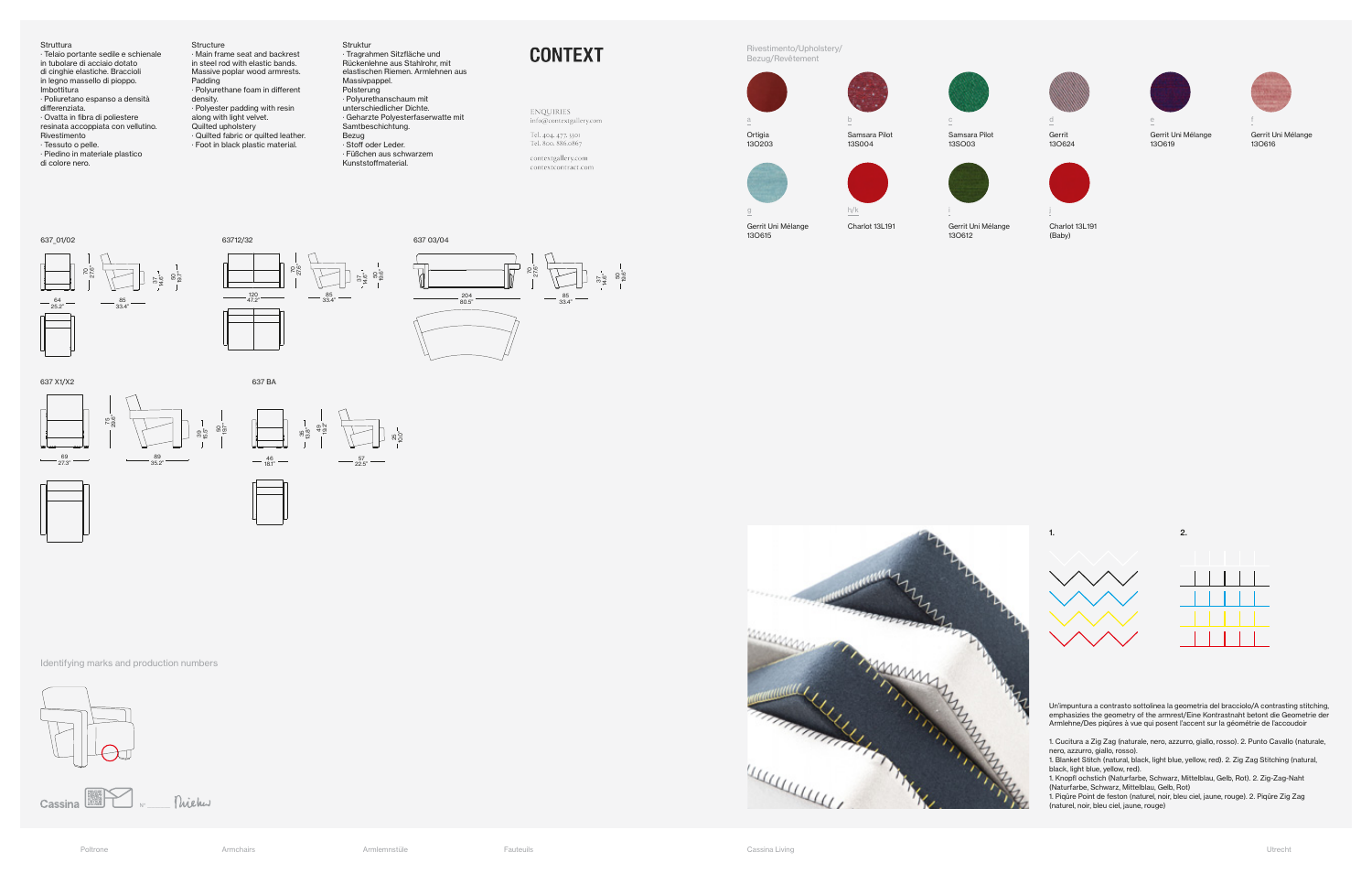Struttura
· Telaio portante sedile e schienale in tubolare di acciaio dotato di cinghie elastiche. Braccioli in legno massello di pioppo.
Imbottitura
· Poliuretano espanso a densità differenziata.
· Ovatta in fibra di poliestere resinata accoppiata con vellutino.
Rivestimento
· Tessuto o pelle.
· Piedino in materiale plastico di colore nero.

Structure
· Main frame seat and backrest in steel rod with elastic bands. Massive poplar wood armrests.
Padding
· Polyurethane foam in different density.
· Polyester padding with resin along with light velvet.
Quilted upholstery
· Quilted fabric or quilted leather.
· Foot in black plastic material.

Struktur
· Tragrahmen Sitzfläche und Rückenlehne aus Stahlrohr, mit elastischen Riemen. Armlehnen aus Massivpappel.
Polsterung
· Polyurethanschaum mit unterschiedlicher Dichte.
· Geharzte Polyesterfaserwatte mit Samtbeschichtung.
Bezug
· Stoff oder Leder.
· Füßchen aus schwarzem Kunststoffmaterial.

# CONTEXT

ENQUIRIES
info@contextgallery.com

Tel. 404. 477. 3101
Tel. 800. 886.0867

contextgallery.com
contextcontract.com

637_01/02

70 27.6"
37 14.6"
50 19.7"
64 25.2"
85 33.4"

63712/32

70 27.6"
37 14.6"
50 19.6"
120 47.2"
85 33.4"

637 03/04

70 27.6"
37 14.6"
50 19.6"
204 80.5"
85 33.4"

637 X1/X2

75 29.6"
39 15.3"
50 19.7"
69 27.3"
89 35.2"

637 BA

35 13.8"
49 19.2"
25 10.0"
46 18.1"
57 22.5"

Identifying marks and production numbers

Cassina N° ______

Rivestimento/Upholstery/Bezug/Revêtement

a
Ortigia
13O203

b
Samsara Pilot
13S004

c
Samsara Pilot
13SO03

d
Gerrit
13O624

e
Gerrit Uni Mélange
13O619

f
Gerrit Uni Mélange
13O616

g
Gerrit Uni Mélange
13O615

h/k
Charlot 13L191

i
Gerrit Uni Mélange
13O612

j
Charlot 13L191
(Baby)

1.

2.

Un'impuntura a contrasto sottolinea la geometria del bracciolo/A contrasting stitching, emphasizies the geometry of the armrest/Eine Kontrastnaht betont die Geometrie der Armlehne/Des piqûres à vue qui posent l'accent sur la géométrie de l'accoudoir

1. Cucitura a Zig Zag (naturale, nero, azzurro, giallo, rosso). 2. Punto Cavallo (naturale, nero, azzurro, giallo, rosso).
1. Blanket Stitch (natural, black, light blue, yellow, red). 2. Zig Zag Stitching (natural, black, light blue, yellow, red).
1. Knopfl ochstich (Naturfarbe, Schwarz, Mittelblau, Gelb, Rot). 2. Zig-Zag-Naht (Naturfarbe, Schwarz, Mittelblau, Gelb, Rot)
1. Piqûre Point de feston (naturel, noir, bleu ciel, jaune, rouge). 2. Piqûre Zig Zag (naturel, noir, bleu ciel, jaune, rouge)